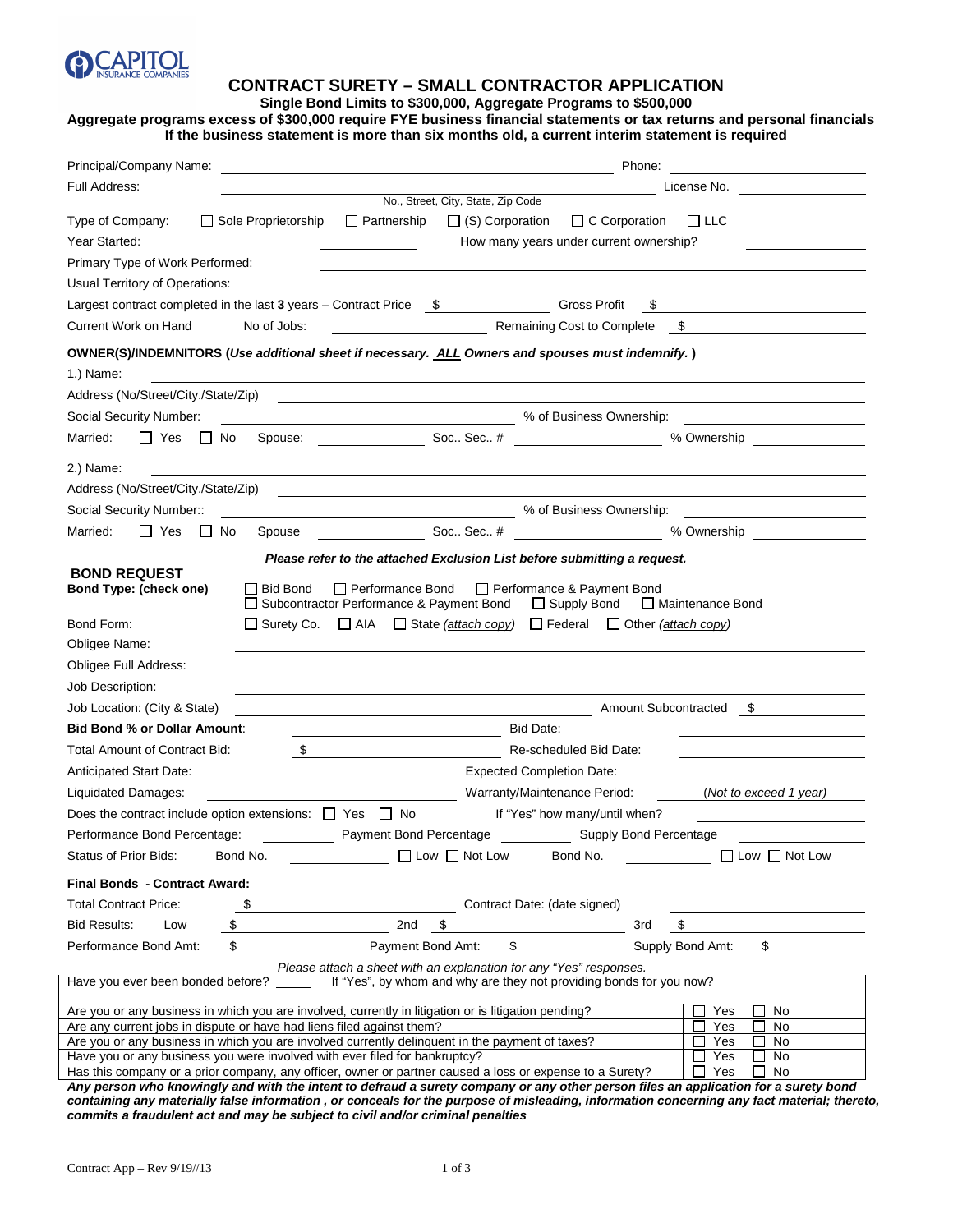CAPITOL INSURANCE COMPANIES

# CONTRACT SURETY – SMALL CONTRACTOR APPLICATION

**Single Bond Limits to $300,000, Aggregate Programs to $500,000**

**Aggregate programs excess of $300,000 require FYE business financial statements or tax returns and personal financials**

**If the business statement is more than six months old, a current interim statement is required**

Principal/Company Name: ______________________ Phone: ______________

Full Address: ______________________ License No. ______________
No., Street, City, State, Zip Code

Type of Company: ☐ Sole Proprietorship ☐ Partnership ☐ (S) Corporation ☐ C Corporation ☐ LLC

Year Started: __________ How many years under current ownership? __________

Primary Type of Work Performed: ______________________

Usual Territory of Operations: ______________________

Largest contract completed in the last **3** years – Contract Price $ __________ Gross Profit $ __________

Current Work on Hand No of Jobs: __________ Remaining Cost to Complete $ __________

**OWNER(S)/INDEMNITORS (*Use additional sheet if necessary. ALL Owners and spouses must indemnify.*)**

1.) Name: ______________________

Address (No/Street/City./State/Zip) ______________________

Social Security Number: __________ % of Business Ownership: __________

Married: ☐ Yes ☐ No Spouse: __________ Soc.. Sec.. # __________ % Ownership __________

2.) Name: ______________________

Address (No/Street/City./State/Zip) ______________________

Social Security Number:: __________ % of Business Ownership: __________

Married: ☐ Yes ☐ No Spouse __________ Soc.. Sec.. # __________ % Ownership __________

***Please refer to the attached Exclusion List before submitting a request.***

## BOND REQUEST

**Bond Type: (check one)** ☐ Bid Bond ☐ Performance Bond ☐ Performance & Payment Bond ☐ Subcontractor Performance & Payment Bond ☐ Supply Bond ☐ Maintenance Bond

Bond Form: ☐ Surety Co. ☐ AIA ☐ State (*attach copy*) ☐ Federal ☐ Other (*attach copy*)

Obligee Name: ______________________

Obligee Full Address: ______________________

Job Description: ______________________

Job Location: (City & State) ______________________ Amount Subcontracted $ __________

**Bid Bond % or Dollar Amount**: __________ Bid Date: __________

Total Amount of Contract Bid: $ __________ Re-scheduled Bid Date: __________

Anticipated Start Date: __________ Expected Completion Date: __________

Liquidated Damages: __________ Warranty/Maintenance Period: (*Not to exceed 1 year*)

Does the contract include option extensions: ☐ Yes ☐ No If "Yes" how many/until when? __________

Performance Bond Percentage: __________ Payment Bond Percentage __________ Supply Bond Percentage __________

Status of Prior Bids: Bond No. __________ ☐ Low ☐ Not Low Bond No. __________ ☐ Low ☐ Not Low

**Final Bonds - Contract Award:**

Total Contract Price: $ __________ Contract Date: (date signed) __________

Bid Results: Low $ __________ 2nd $ __________ 3rd $ __________

Performance Bond Amt: $ __________ Payment Bond Amt: $ __________ Supply Bond Amt: $ __________

*Please attach a sheet with an explanation for any "Yes" responses.*

Have you ever been bonded before? _____ If "Yes", by whom and why are they not providing bonds for you now?

| Question | Yes | No |
|---|---|---|
| Are you or any business in which you are involved, currently in litigation or is litigation pending? | ☐ Yes | ☐ No |
| Are any current jobs in dispute or have had liens filed against them? | ☐ Yes | ☐ No |
| Are you or any business in which you are involved currently delinquent in the payment of taxes? | ☐ Yes | ☐ No |
| Have you or any business you were involved with ever filed for bankruptcy? | ☐ Yes | ☐ No |
| Has this company or a prior company, any officer, owner or partner caused a loss or expense to a Surety? | ☐ Yes | ☐ No |

***Any person who knowingly and with the intent to defraud a surety company or any other person files an application for a surety bond containing any materially false information , or conceals for the purpose of misleading, information concerning any fact material; thereto, commits a fraudulent act and may be subject to civil and/or criminal penalties***

Contract App – Rev 9/19//13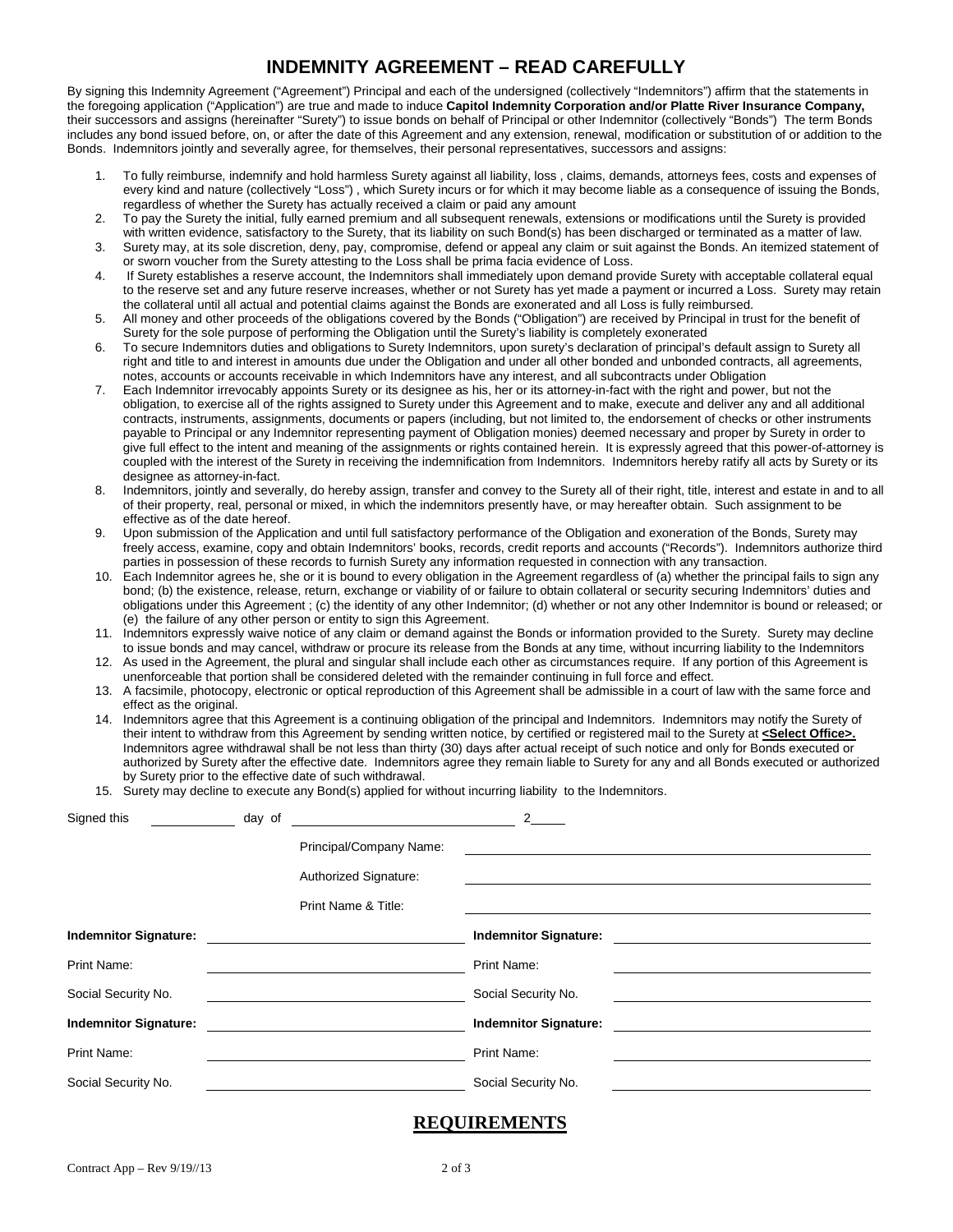# INDEMNITY AGREEMENT – READ CAREFULLY

By signing this Indemnity Agreement ("Agreement") Principal and each of the undersigned (collectively "Indemnitors") affirm that the statements in the foregoing application ("Application") are true and made to induce **Capitol Indemnity Corporation and/or Platte River Insurance Company,** their successors and assigns (hereinafter "Surety") to issue bonds on behalf of Principal or other Indemnitor (collectively "Bonds") The term Bonds includes any bond issued before, on, or after the date of this Agreement and any extension, renewal, modification or substitution of or addition to the Bonds. Indemnitors jointly and severally agree, for themselves, their personal representatives, successors and assigns:

1. To fully reimburse, indemnify and hold harmless Surety against all liability, loss , claims, demands, attorneys fees, costs and expenses of every kind and nature (collectively "Loss") , which Surety incurs or for which it may become liable as a consequence of issuing the Bonds, regardless of whether the Surety has actually received a claim or paid any amount
2. To pay the Surety the initial, fully earned premium and all subsequent renewals, extensions or modifications until the Surety is provided with written evidence, satisfactory to the Surety, that its liability on such Bond(s) has been discharged or terminated as a matter of law.
3. Surety may, at its sole discretion, deny, pay, compromise, defend or appeal any claim or suit against the Bonds. An itemized statement of or sworn voucher from the Surety attesting to the Loss shall be prima facia evidence of Loss.
4. If Surety establishes a reserve account, the Indemnitors shall immediately upon demand provide Surety with acceptable collateral equal to the reserve set and any future reserve increases, whether or not Surety has yet made a payment or incurred a Loss. Surety may retain the collateral until all actual and potential claims against the Bonds are exonerated and all Loss is fully reimbursed.
5. All money and other proceeds of the obligations covered by the Bonds ("Obligation") are received by Principal in trust for the benefit of Surety for the sole purpose of performing the Obligation until the Surety's liability is completely exonerated
6. To secure Indemnitors duties and obligations to Surety Indemnitors, upon surety's declaration of principal's default assign to Surety all right and title to and interest in amounts due under the Obligation and under all other bonded and unbonded contracts, all agreements, notes, accounts or accounts receivable in which Indemnitors have any interest, and all subcontracts under Obligation
7. Each Indemnitor irrevocably appoints Surety or its designee as his, her or its attorney-in-fact with the right and power, but not the obligation, to exercise all of the rights assigned to Surety under this Agreement and to make, execute and deliver any and all additional contracts, instruments, assignments, documents or papers (including, but not limited to, the endorsement of checks or other instruments payable to Principal or any Indemnitor representing payment of Obligation monies) deemed necessary and proper by Surety in order to give full effect to the intent and meaning of the assignments or rights contained herein. It is expressly agreed that this power-of-attorney is coupled with the interest of the Surety in receiving the indemnification from Indemnitors. Indemnitors hereby ratify all acts by Surety or its designee as attorney-in-fact.
8. Indemnitors, jointly and severally, do hereby assign, transfer and convey to the Surety all of their right, title, interest and estate in and to all of their property, real, personal or mixed, in which the indemnitors presently have, or may hereafter obtain. Such assignment to be effective as of the date hereof.
9. Upon submission of the Application and until full satisfactory performance of the Obligation and exoneration of the Bonds, Surety may freely access, examine, copy and obtain Indemnitors' books, records, credit reports and accounts ("Records"). Indemnitors authorize third parties in possession of these records to furnish Surety any information requested in connection with any transaction.
10. Each Indemnitor agrees he, she or it is bound to every obligation in the Agreement regardless of (a) whether the principal fails to sign any bond; (b) the existence, release, return, exchange or viability of or failure to obtain collateral or security securing Indemnitors' duties and obligations under this Agreement ; (c) the identity of any other Indemnitor; (d) whether or not any other Indemnitor is bound or released; or (e) the failure of any other person or entity to sign this Agreement.
11. Indemnitors expressly waive notice of any claim or demand against the Bonds or information provided to the Surety. Surety may decline to issue bonds and may cancel, withdraw or procure its release from the Bonds at any time, without incurring liability to the Indemnitors
12. As used in the Agreement, the plural and singular shall include each other as circumstances require. If any portion of this Agreement is unenforceable that portion shall be considered deleted with the remainder continuing in full force and effect.
13. A facsimile, photocopy, electronic or optical reproduction of this Agreement shall be admissible in a court of law with the same force and effect as the original.
14. Indemnitors agree that this Agreement is a continuing obligation of the principal and Indemnitors. Indemnitors may notify the Surety of their intent to withdraw from this Agreement by sending written notice, by certified or registered mail to the Surety at **<Select Office>.** Indemnitors agree withdrawal shall be not less than thirty (30) days after actual receipt of such notice and only for Bonds executed or authorized by Surety after the effective date. Indemnitors agree they remain liable to Surety for any and all Bonds executed or authorized by Surety prior to the effective date of such withdrawal.
15. Surety may decline to execute any Bond(s) applied for without incurring liability to the Indemnitors.

Signed this ____________ day of ______________________________ 2_____

Principal/Company Name: ______________________________

Authorized Signature: ______________________________

Print Name & Title: ______________________________

| | | | |
|---|---|---|---|
| **Indemnitor Signature:** | | **Indemnitor Signature:** | |
| Print Name: | | Print Name: | |
| Social Security No. | | Social Security No. | |
| **Indemnitor Signature:** | | **Indemnitor Signature:** | |
| Print Name: | | Print Name: | |
| Social Security No. | | Social Security No. | |

## REQUIREMENTS

Contract App – Rev 9/19//13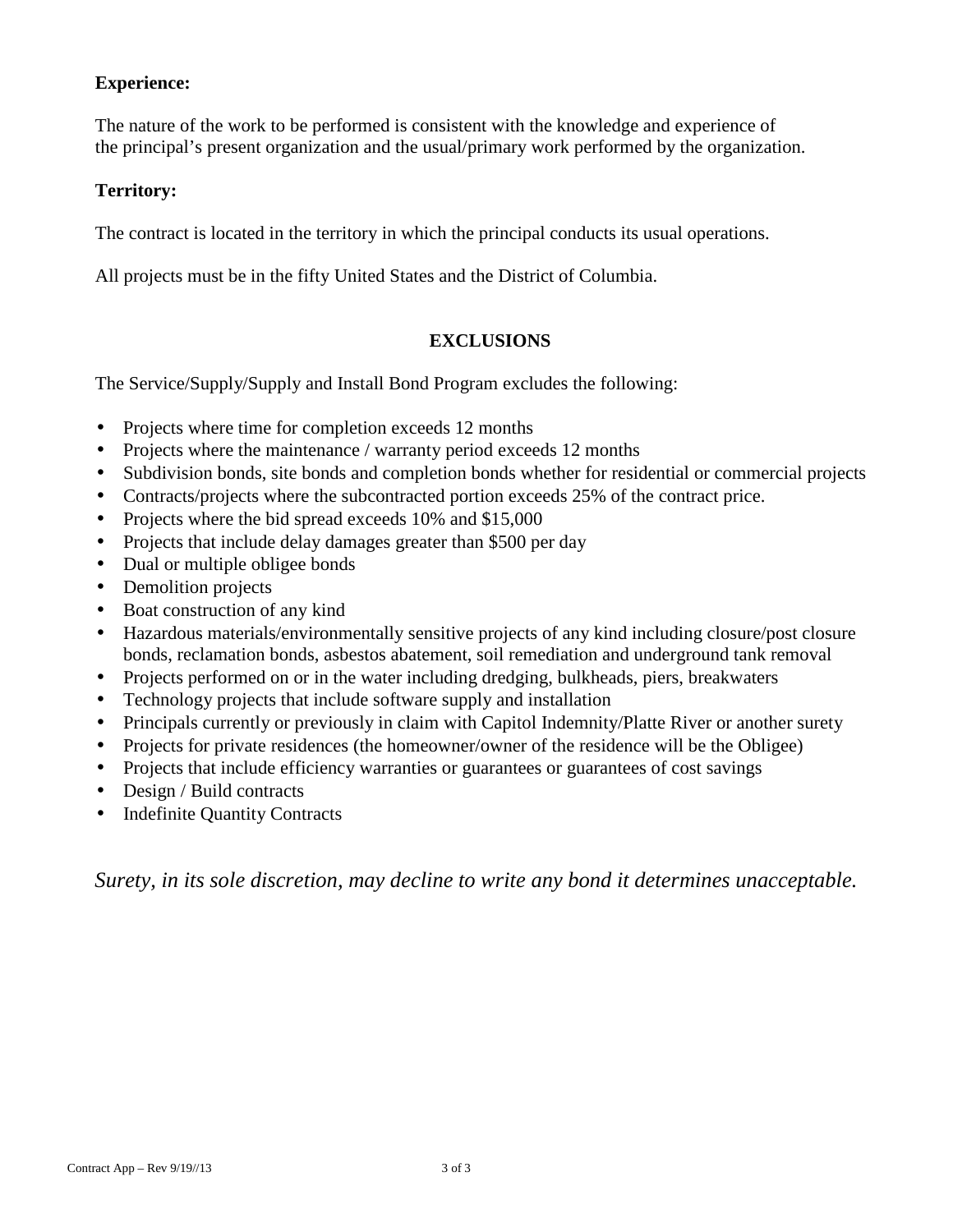**Experience:**

The nature of the work to be performed is consistent with the knowledge and experience of the principal's present organization and the usual/primary work performed by the organization.

**Territory:**

The contract is located in the territory in which the principal conducts its usual operations.

All projects must be in the fifty United States and the District of Columbia.

## EXCLUSIONS

The Service/Supply/Supply and Install Bond Program excludes the following:

- Projects where time for completion exceeds 12 months
- Projects where the maintenance / warranty period exceeds 12 months
- Subdivision bonds, site bonds and completion bonds whether for residential or commercial projects
- Contracts/projects where the subcontracted portion exceeds 25% of the contract price.
- Projects where the bid spread exceeds 10% and $15,000
- Projects that include delay damages greater than $500 per day
- Dual or multiple obligee bonds
- Demolition projects
- Boat construction of any kind
- Hazardous materials/environmentally sensitive projects of any kind including closure/post closure bonds, reclamation bonds, asbestos abatement, soil remediation and underground tank removal
- Projects performed on or in the water including dredging, bulkheads, piers, breakwaters
- Technology projects that include software supply and installation
- Principals currently or previously in claim with Capitol Indemnity/Platte River or another surety
- Projects for private residences (the homeowner/owner of the residence will be the Obligee)
- Projects that include efficiency warranties or guarantees or guarantees of cost savings
- Design / Build contracts
- Indefinite Quantity Contracts

*Surety, in its sole discretion, may decline to write any bond it determines unacceptable.*

Contract App – Rev 9/19//13